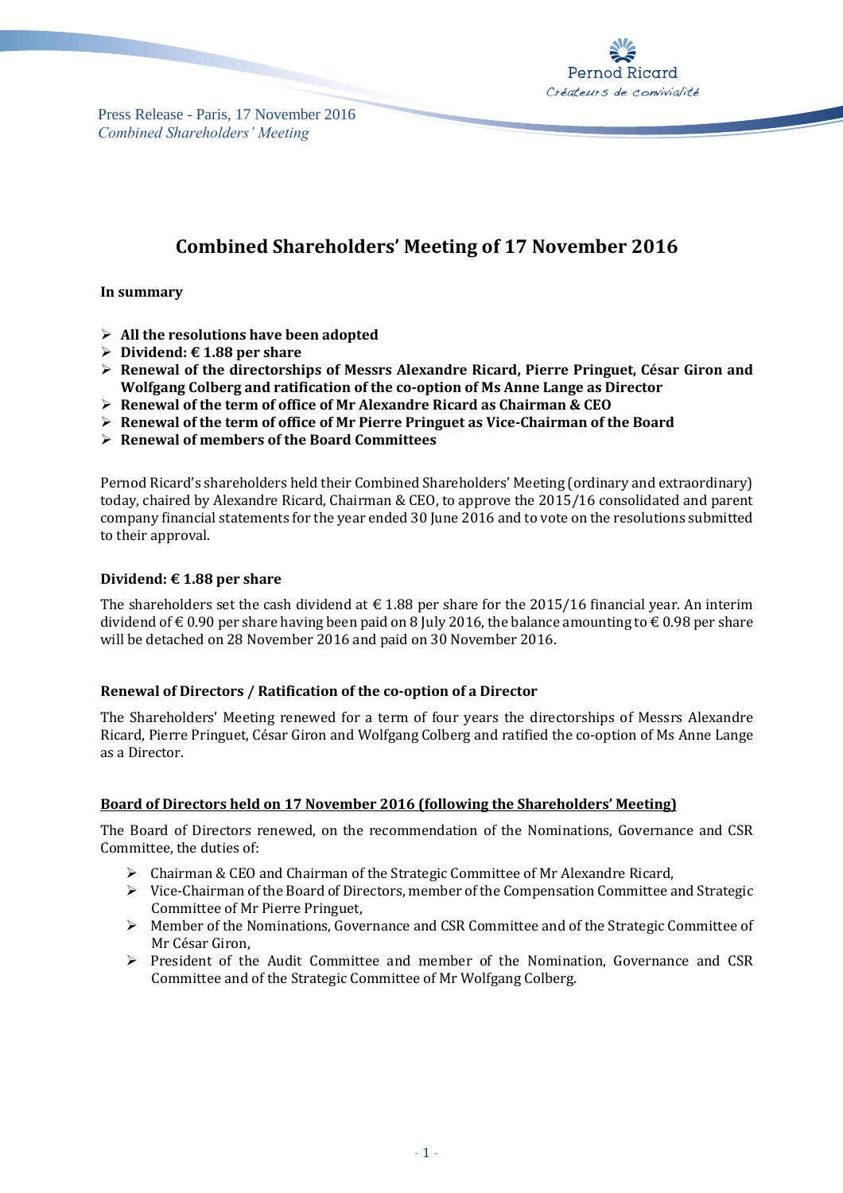Press Release - Paris, 17 November 2016
*Combined Shareholders' Meeting*

# Combined Shareholders' Meeting of 17 November 2016

**In summary**

- **All the resolutions have been adopted**
- **Dividend: € 1.88 per share**
- **Renewal of the directorships of Messrs Alexandre Ricard, Pierre Pringuet, César Giron and Wolfgang Colberg and ratification of the co-option of Ms Anne Lange as Director**
- **Renewal of the term of office of Mr Alexandre Ricard as Chairman & CEO**
- **Renewal of the term of office of Mr Pierre Pringuet as Vice-Chairman of the Board**
- **Renewal of members of the Board Committees**

Pernod Ricard's shareholders held their Combined Shareholders' Meeting (ordinary and extraordinary) today, chaired by Alexandre Ricard, Chairman & CEO, to approve the 2015/16 consolidated and parent company financial statements for the year ended 30 June 2016 and to vote on the resolutions submitted to their approval.

**Dividend: € 1.88 per share**

The shareholders set the cash dividend at € 1.88 per share for the 2015/16 financial year. An interim dividend of € 0.90 per share having been paid on 8 July 2016, the balance amounting to € 0.98 per share will be detached on 28 November 2016 and paid on 30 November 2016.

**Renewal of Directors / Ratification of the co-option of a Director**

The Shareholders' Meeting renewed for a term of four years the directorships of Messrs Alexandre Ricard, Pierre Pringuet, César Giron and Wolfgang Colberg and ratified the co-option of Ms Anne Lange as a Director.

**Board of Directors held on 17 November 2016 (following the Shareholders' Meeting)**

The Board of Directors renewed, on the recommendation of the Nominations, Governance and CSR Committee, the duties of:

- Chairman & CEO and Chairman of the Strategic Committee of Mr Alexandre Ricard,
- Vice-Chairman of the Board of Directors, member of the Compensation Committee and Strategic Committee of Mr Pierre Pringuet,
- Member of the Nominations, Governance and CSR Committee and of the Strategic Committee of Mr César Giron,
- President of the Audit Committee and member of the Nomination, Governance and CSR Committee and of the Strategic Committee of Mr Wolfgang Colberg.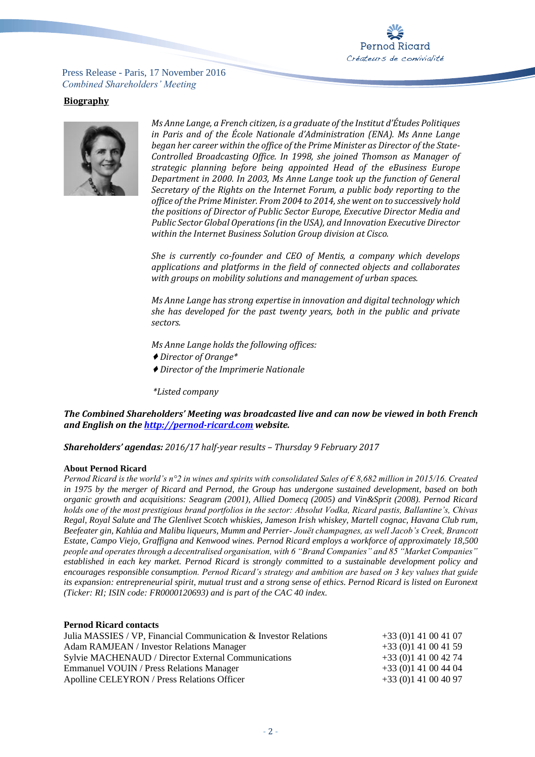Press Release - Paris, 17 November 2016
*Combined Shareholders' Meeting*

**Biography**

*Ms Anne Lange, a French citizen, is a graduate of the Institut d'Études Politiques in Paris and of the École Nationale d'Administration (ENA). Ms Anne Lange began her career within the office of the Prime Minister as Director of the State-Controlled Broadcasting Office. In 1998, she joined Thomson as Manager of strategic planning before being appointed Head of the eBusiness Europe Department in 2000. In 2003, Ms Anne Lange took up the function of General Secretary of the Rights on the Internet Forum, a public body reporting to the office of the Prime Minister. From 2004 to 2014, she went on to successively hold the positions of Director of Public Sector Europe, Executive Director Media and Public Sector Global Operations (in the USA), and Innovation Executive Director within the Internet Business Solution Group division at Cisco.*

*She is currently co-founder and CEO of Mentis, a company which develops applications and platforms in the field of connected objects and collaborates with groups on mobility solutions and management of urban spaces.*

*Ms Anne Lange has strong expertise in innovation and digital technology which she has developed for the past twenty years, both in the public and private sectors.*

*Ms Anne Lange holds the following offices:*

- *Director of Orange\**
- *Director of the Imprimerie Nationale*

*\*Listed company*

***The Combined Shareholders' Meeting was broadcasted live and can now be viewed in both French and English on the [http://pernod-ricard.com](http://pernod-ricard.com) website.***

***Shareholders' agendas:** 2016/17 half-year results – Thursday 9 February 2017*

**About Pernod Ricard**

*Pernod Ricard is the world's n°2 in wines and spirits with consolidated Sales of € 8,682 million in 2015/16. Created in 1975 by the merger of Ricard and Pernod, the Group has undergone sustained development, based on both organic growth and acquisitions: Seagram (2001), Allied Domecq (2005) and Vin&Sprit (2008). Pernod Ricard holds one of the most prestigious brand portfolios in the sector: Absolut Vodka, Ricard pastis, Ballantine's, Chivas Regal, Royal Salute and The Glenlivet Scotch whiskies, Jameson Irish whiskey, Martell cognac, Havana Club rum, Beefeater gin, Kahlúa and Malibu liqueurs, Mumm and Perrier- Jouët champagnes, as well Jacob's Creek, Brancott Estate, Campo Viejo, Graffigna and Kenwood wines. Pernod Ricard employs a workforce of approximately 18,500 people and operates through a decentralised organisation, with 6 "Brand Companies" and 85 "Market Companies" established in each key market. Pernod Ricard is strongly committed to a sustainable development policy and encourages responsible consumption. Pernod Ricard's strategy and ambition are based on 3 key values that guide its expansion: entrepreneurial spirit, mutual trust and a strong sense of ethics. Pernod Ricard is listed on Euronext (Ticker: RI; ISIN code: FR0000120693) and is part of the CAC 40 index.*

**Pernod Ricard contacts**

| | |
|---|---|
| Julia MASSIES / VP, Financial Communication & Investor Relations | +33 (0)1 41 00 41 07 |
| Adam RAMJEAN / Investor Relations Manager | +33 (0)1 41 00 41 59 |
| Sylvie MACHENAUD / Director External Communications | +33 (0)1 41 00 42 74 |
| Emmanuel VOUIN / Press Relations Manager | +33 (0)1 41 00 44 04 |
| Apolline CELEYRON / Press Relations Officer | +33 (0)1 41 00 40 97 |